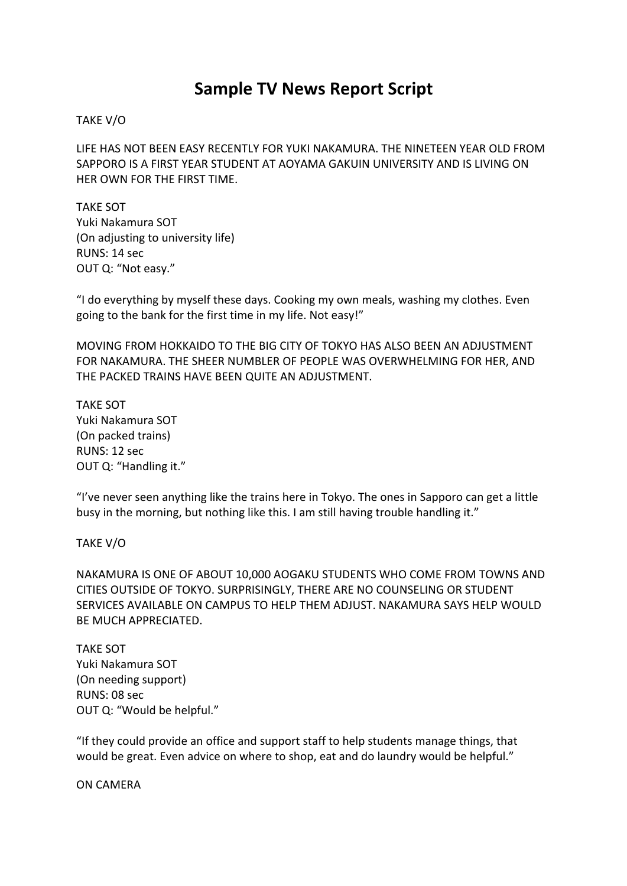# Sample TV News Report Script

TAKE V/O

LIFE HAS NOT BEEN EASY RECENTLY FOR YUKI NAKAMURA. THE NINETEEN YEAR OLD FROM SAPPORO IS A FIRST YEAR STUDENT AT AOYAMA GAKUIN UNIVERSITY AND IS LIVING ON HER OWN FOR THE FIRST TIME.

TAKE SOT
Yuki Nakamura SOT
(On adjusting to university life)
RUNS: 14 sec
OUT Q: "Not easy."

"I do everything by myself these days. Cooking my own meals, washing my clothes. Even going to the bank for the first time in my life. Not easy!"

MOVING FROM HOKKAIDO TO THE BIG CITY OF TOKYO HAS ALSO BEEN AN ADJUSTMENT FOR NAKAMURA. THE SHEER NUMBLER OF PEOPLE WAS OVERWHELMING FOR HER, AND THE PACKED TRAINS HAVE BEEN QUITE AN ADJUSTMENT.

TAKE SOT
Yuki Nakamura SOT
(On packed trains)
RUNS: 12 sec
OUT Q: "Handling it."

"I've never seen anything like the trains here in Tokyo. The ones in Sapporo can get a little busy in the morning, but nothing like this. I am still having trouble handling it."

TAKE V/O

NAKAMURA IS ONE OF ABOUT 10,000 AOGAKU STUDENTS WHO COME FROM TOWNS AND CITIES OUTSIDE OF TOKYO. SURPRISINGLY, THERE ARE NO COUNSELING OR STUDENT SERVICES AVAILABLE ON CAMPUS TO HELP THEM ADJUST. NAKAMURA SAYS HELP WOULD BE MUCH APPRECIATED.

TAKE SOT
Yuki Nakamura SOT
(On needing support)
RUNS: 08 sec
OUT Q: "Would be helpful."

"If they could provide an office and support staff to help students manage things, that would be great. Even advice on where to shop, eat and do laundry would be helpful."

ON CAMERA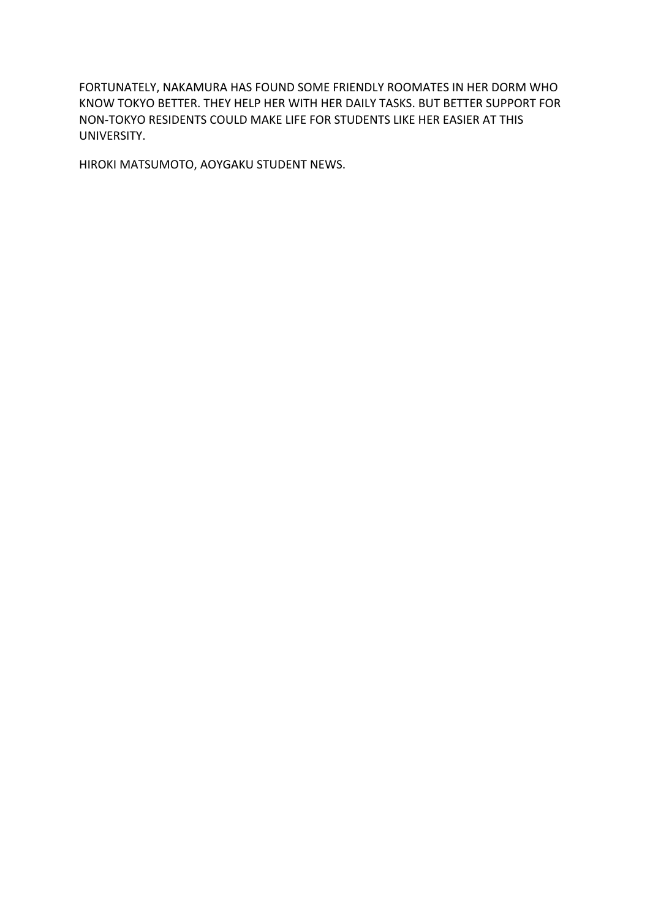FORTUNATELY, NAKAMURA HAS FOUND SOME FRIENDLY ROOMATES IN HER DORM WHO KNOW TOKYO BETTER. THEY HELP HER WITH HER DAILY TASKS. BUT BETTER SUPPORT FOR NON-TOKYO RESIDENTS COULD MAKE LIFE FOR STUDENTS LIKE HER EASIER AT THIS UNIVERSITY.

HIROKI MATSUMOTO, AOYGAKU STUDENT NEWS.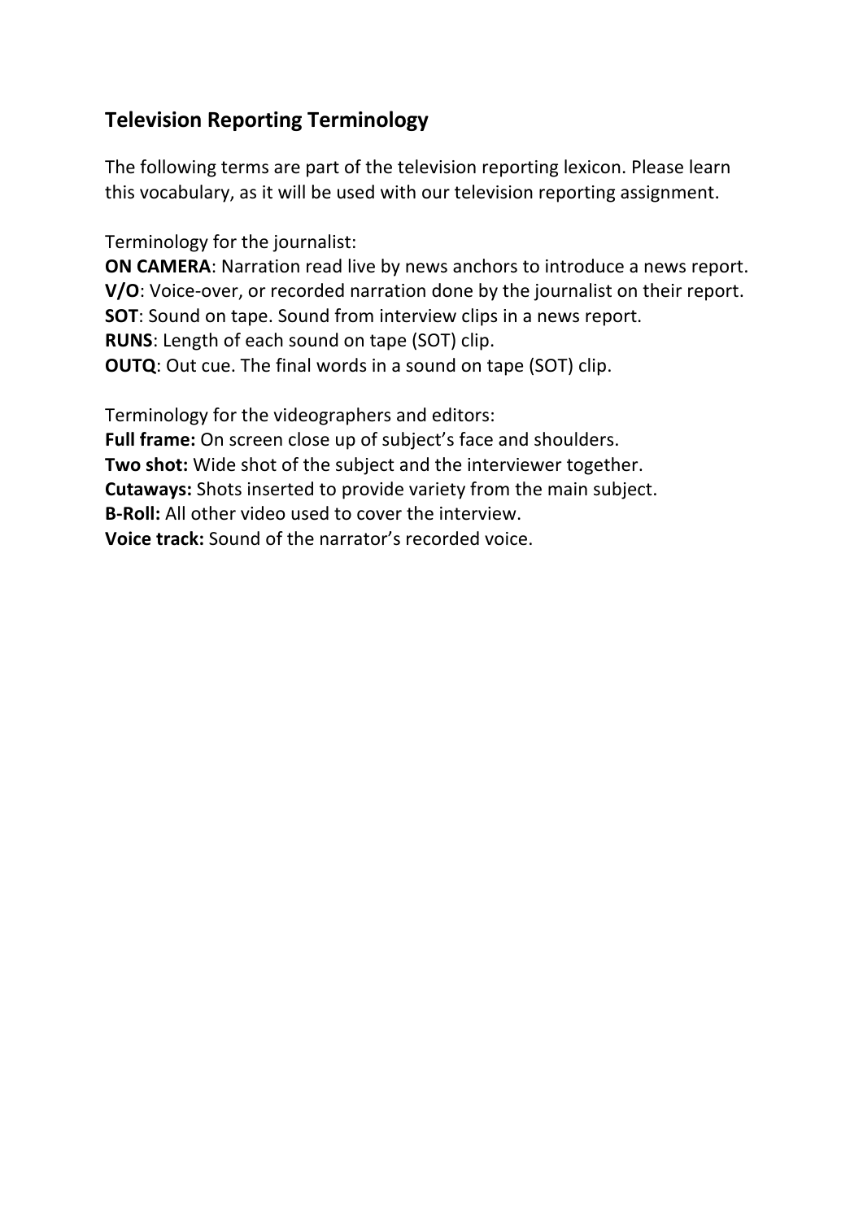## Television Reporting Terminology

The following terms are part of the television reporting lexicon. Please learn this vocabulary, as it will be used with our television reporting assignment.

Terminology for the journalist:
**ON CAMERA**: Narration read live by news anchors to introduce a news report.
**V/O**: Voice-over, or recorded narration done by the journalist on their report.
**SOT**: Sound on tape. Sound from interview clips in a news report.
**RUNS**: Length of each sound on tape (SOT) clip.
**OUTQ**: Out cue. The final words in a sound on tape (SOT) clip.

Terminology for the videographers and editors:
**Full frame:** On screen close up of subject's face and shoulders.
**Two shot:** Wide shot of the subject and the interviewer together.
**Cutaways:** Shots inserted to provide variety from the main subject.
**B-Roll:** All other video used to cover the interview.
**Voice track:** Sound of the narrator's recorded voice.